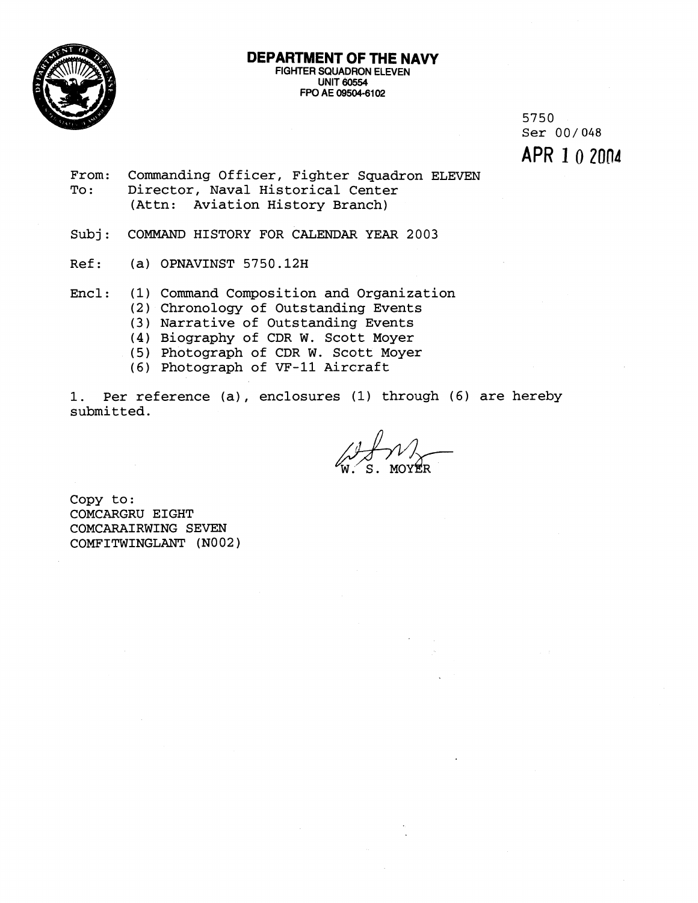**DEPARTMENT OF THE NAVY**
FIGHTER SQUADRON ELEVEN
UNIT 60554
FPO AE 09504-6102

5750
Ser 00/048
**APR 10 2004**

From: Commanding Officer, Fighter Squadron ELEVEN
To: Director, Naval Historical Center
(Attn: Aviation History Branch)

Subj: COMMAND HISTORY FOR CALENDAR YEAR 2003

Ref: (a) OPNAVINST 5750.12H

Encl: (1) Command Composition and Organization
(2) Chronology of Outstanding Events
(3) Narrative of Outstanding Events
(4) Biography of CDR W. Scott Moyer
(5) Photograph of CDR W. Scott Moyer
(6) Photograph of VF-11 Aircraft

1. Per reference (a), enclosures (1) through (6) are hereby submitted.

W. S. MOYER

Copy to:
COMCARGRU EIGHT
COMCARAIRWING SEVEN
COMFITWINGLANT (N002)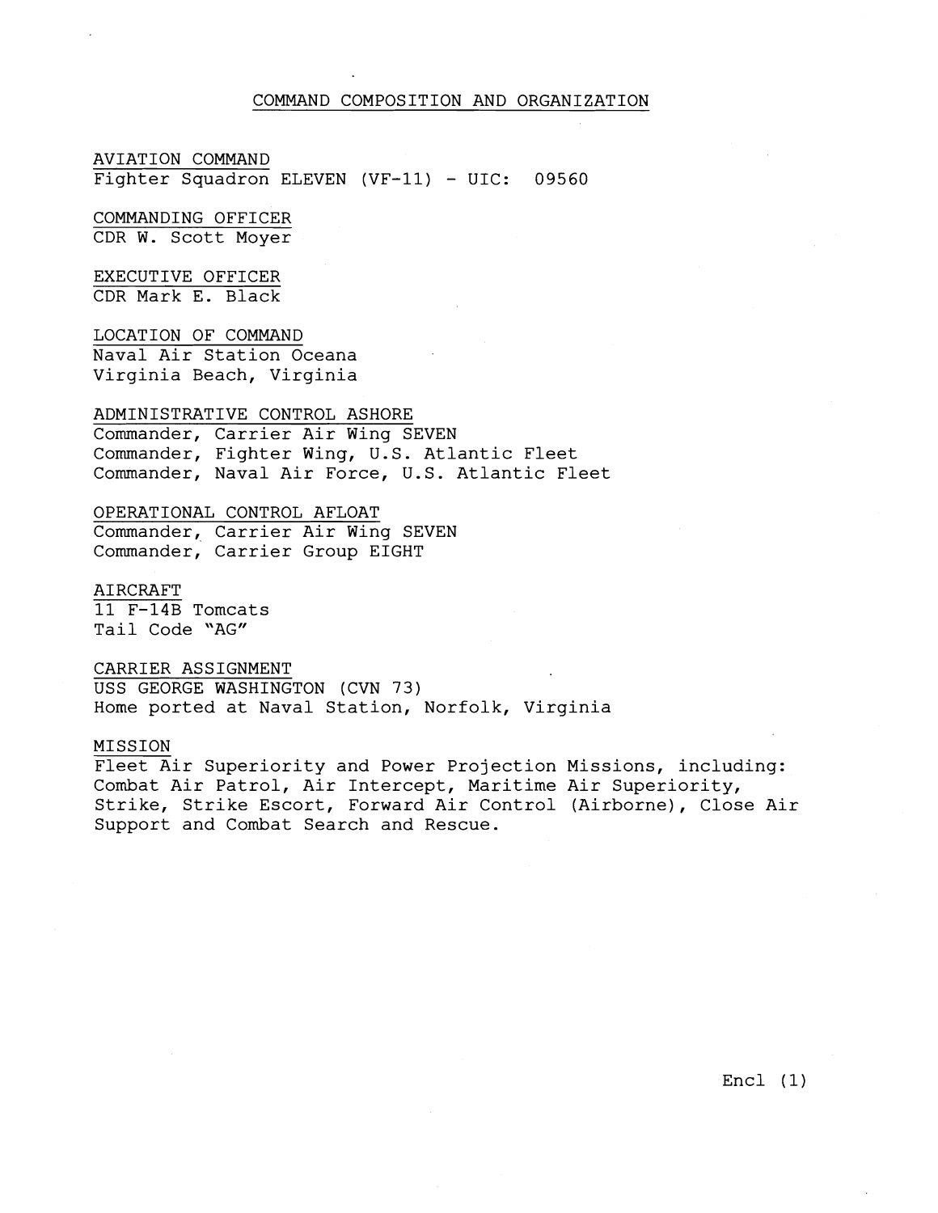# COMMAND COMPOSITION AND ORGANIZATION

AVIATION COMMAND
Fighter Squadron ELEVEN (VF-11) - UIC: 09560

COMMANDING OFFICER
CDR W. Scott Moyer

EXECUTIVE OFFICER
CDR Mark E. Black

LOCATION OF COMMAND
Naval Air Station Oceana
Virginia Beach, Virginia

ADMINISTRATIVE CONTROL ASHORE
Commander, Carrier Air Wing SEVEN
Commander, Fighter Wing, U.S. Atlantic Fleet
Commander, Naval Air Force, U.S. Atlantic Fleet

OPERATIONAL CONTROL AFLOAT
Commander, Carrier Air Wing SEVEN
Commander, Carrier Group EIGHT

AIRCRAFT
11 F-14B Tomcats
Tail Code "AG"

CARRIER ASSIGNMENT
USS GEORGE WASHINGTON (CVN 73)
Home ported at Naval Station, Norfolk, Virginia

MISSION
Fleet Air Superiority and Power Projection Missions, including: Combat Air Patrol, Air Intercept, Maritime Air Superiority, Strike, Strike Escort, Forward Air Control (Airborne), Close Air Support and Combat Search and Rescue.

Encl (1)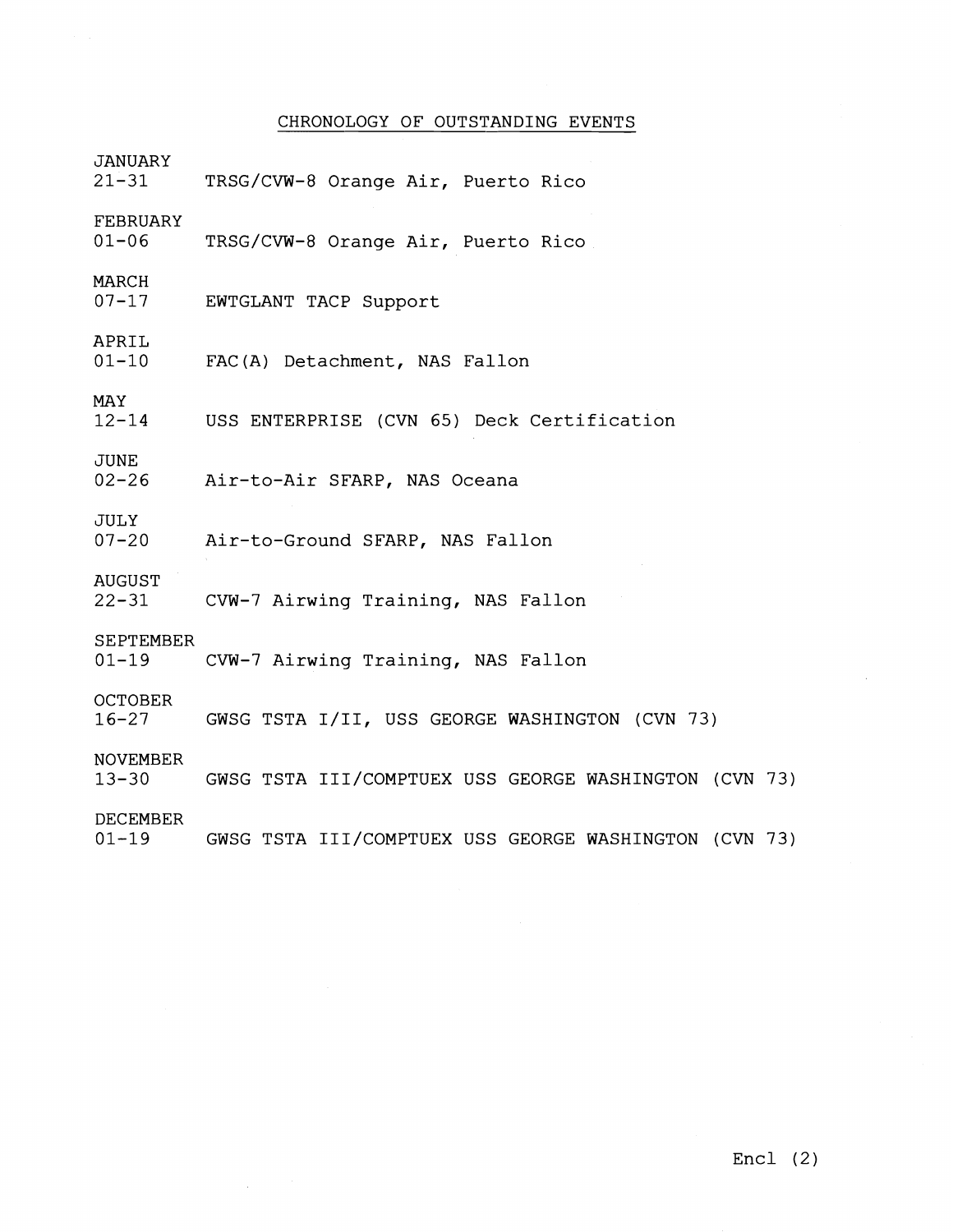## CHRONOLOGY OF OUTSTANDING EVENTS

JANUARY
21-31 TRSG/CVW-8 Orange Air, Puerto Rico

FEBRUARY
01-06 TRSG/CVW-8 Orange Air, Puerto Rico

MARCH
07-17 EWTGLANT TACP Support

APRIL
01-10 FAC(A) Detachment, NAS Fallon

MAY
12-14 USS ENTERPRISE (CVN 65) Deck Certification

JUNE
02-26 Air-to-Air SFARP, NAS Oceana

JULY
07-20 Air-to-Ground SFARP, NAS Fallon

AUGUST
22-31 CVW-7 Airwing Training, NAS Fallon

SEPTEMBER
01-19 CVW-7 Airwing Training, NAS Fallon

OCTOBER
16-27 GWSG TSTA I/II, USS GEORGE WASHINGTON (CVN 73)

NOVEMBER
13-30 GWSG TSTA III/COMPTUEX USS GEORGE WASHINGTON (CVN 73)

DECEMBER
01-19 GWSG TSTA III/COMPTUEX USS GEORGE WASHINGTON (CVN 73)

Encl (2)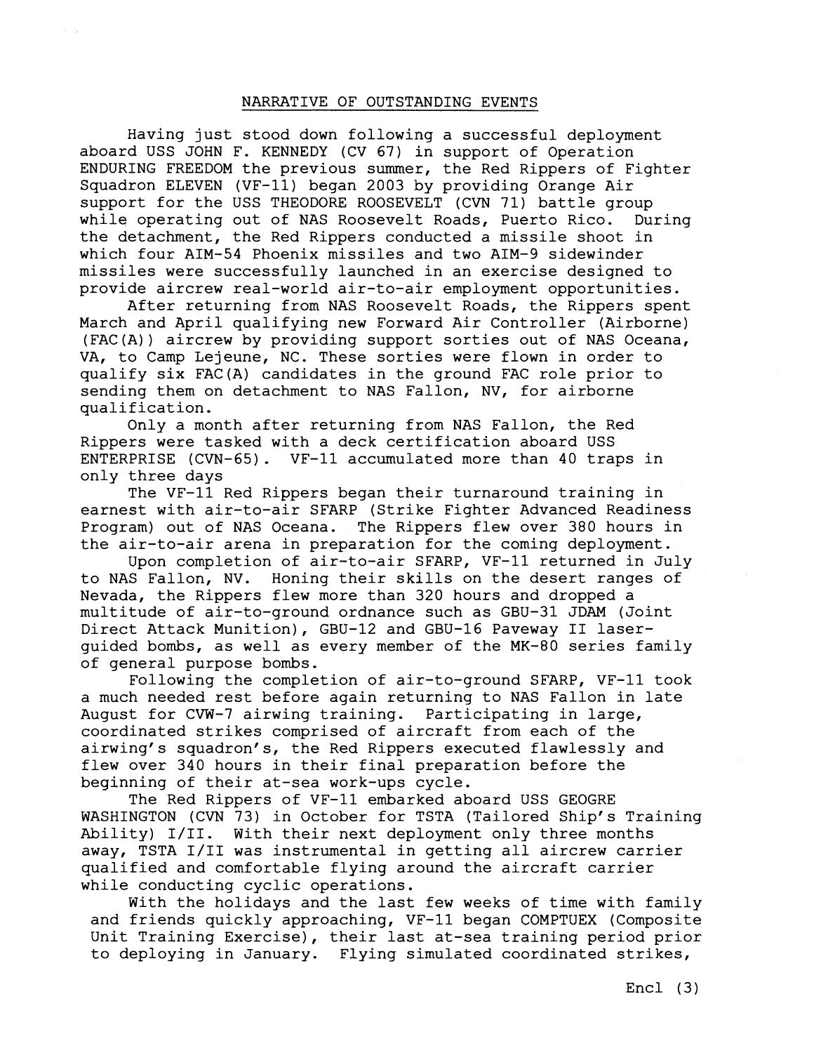## NARRATIVE OF OUTSTANDING EVENTS

Having just stood down following a successful deployment aboard USS JOHN F. KENNEDY (CV 67) in support of Operation ENDURING FREEDOM the previous summer, the Red Rippers of Fighter Squadron ELEVEN (VF-11) began 2003 by providing Orange Air support for the USS THEODORE ROOSEVELT (CVN 71) battle group while operating out of NAS Roosevelt Roads, Puerto Rico. During the detachment, the Red Rippers conducted a missile shoot in which four AIM-54 Phoenix missiles and two AIM-9 sidewinder missiles were successfully launched in an exercise designed to provide aircrew real-world air-to-air employment opportunities.

After returning from NAS Roosevelt Roads, the Rippers spent March and April qualifying new Forward Air Controller (Airborne) (FAC(A)) aircrew by providing support sorties out of NAS Oceana, VA, to Camp Lejeune, NC. These sorties were flown in order to qualify six FAC(A) candidates in the ground FAC role prior to sending them on detachment to NAS Fallon, NV, for airborne qualification.

Only a month after returning from NAS Fallon, the Red Rippers were tasked with a deck certification aboard USS ENTERPRISE (CVN-65). VF-11 accumulated more than 40 traps in only three days

The VF-11 Red Rippers began their turnaround training in earnest with air-to-air SFARP (Strike Fighter Advanced Readiness Program) out of NAS Oceana. The Rippers flew over 380 hours in the air-to-air arena in preparation for the coming deployment.

Upon completion of air-to-air SFARP, VF-11 returned in July to NAS Fallon, NV. Honing their skills on the desert ranges of Nevada, the Rippers flew more than 320 hours and dropped a multitude of air-to-ground ordnance such as GBU-31 JDAM (Joint Direct Attack Munition), GBU-12 and GBU-16 Paveway II laser-guided bombs, as well as every member of the MK-80 series family of general purpose bombs.

Following the completion of air-to-ground SFARP, VF-11 took a much needed rest before again returning to NAS Fallon in late August for CVW-7 airwing training. Participating in large, coordinated strikes comprised of aircraft from each of the airwing's squadron's, the Red Rippers executed flawlessly and flew over 340 hours in their final preparation before the beginning of their at-sea work-ups cycle.

The Red Rippers of VF-11 embarked aboard USS GEOGRE WASHINGTON (CVN 73) in October for TSTA (Tailored Ship's Training Ability) I/II. With their next deployment only three months away, TSTA I/II was instrumental in getting all aircrew carrier qualified and comfortable flying around the aircraft carrier while conducting cyclic operations.

With the holidays and the last few weeks of time with family and friends quickly approaching, VF-11 began COMPTUEX (Composite Unit Training Exercise), their last at-sea training period prior to deploying in January. Flying simulated coordinated strikes,

Encl (3)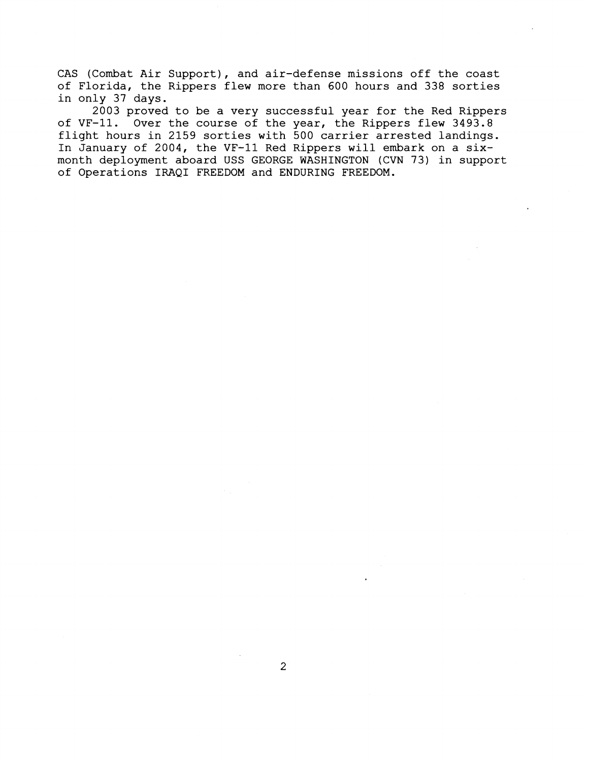CAS (Combat Air Support), and air-defense missions off the coast of Florida, the Rippers flew more than 600 hours and 338 sorties in only 37 days.

2003 proved to be a very successful year for the Red Rippers of VF-11. Over the course of the year, the Rippers flew 3493.8 flight hours in 2159 sorties with 500 carrier arrested landings. In January of 2004, the VF-11 Red Rippers will embark on a six-month deployment aboard USS GEORGE WASHINGTON (CVN 73) in support of Operations IRAQI FREEDOM and ENDURING FREEDOM.